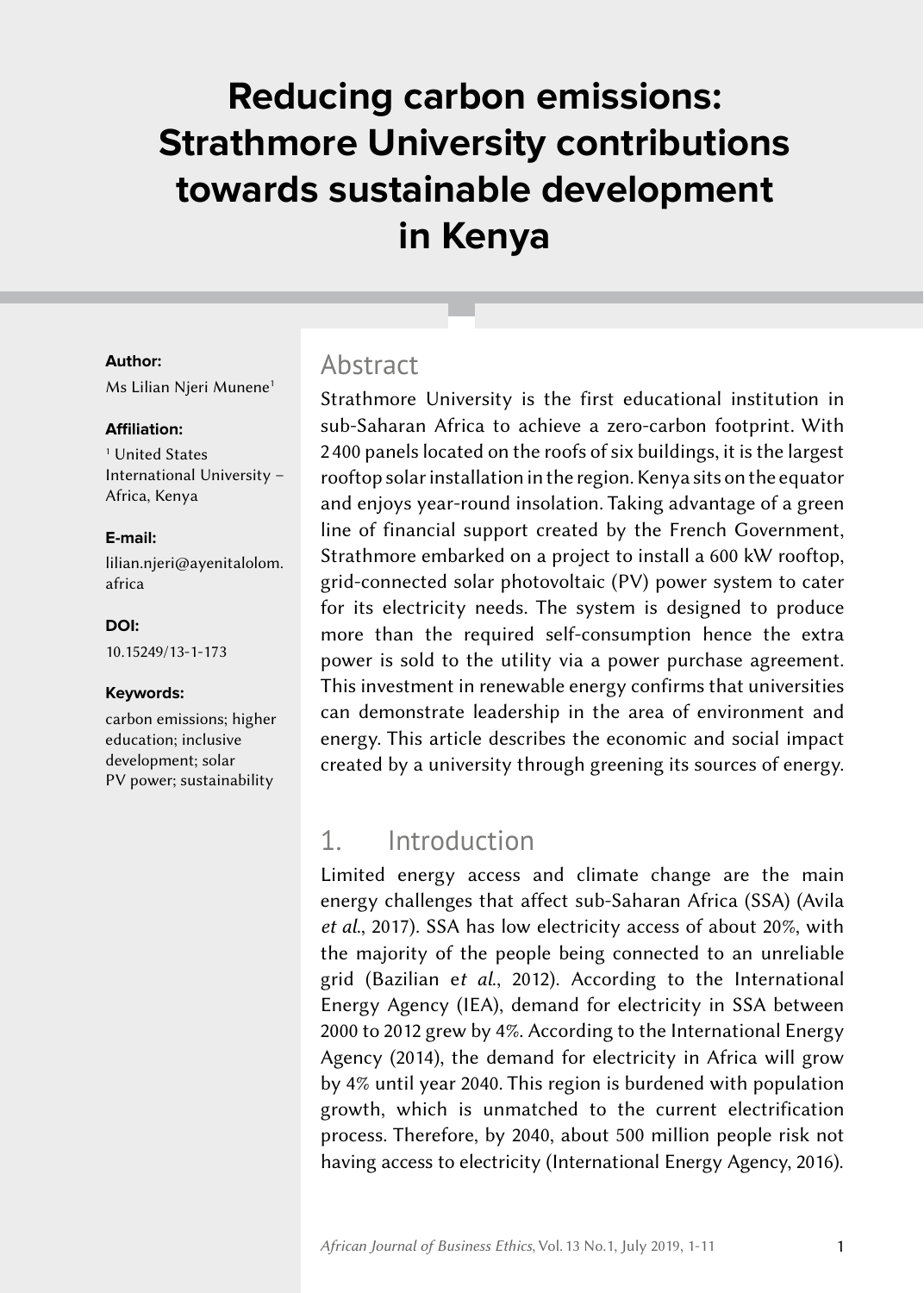# Reducing carbon emissions: Strathmore University contributions towards sustainable development in Kenya

**Author:**

Ms Lilian Njeri Munene[1]

**Affiliation:**

[1] United States International University – Africa, Kenya

**E-mail:**

lilian.njeri@ayenitalolom.africa

**DOI:**

10.15249/13-1-173

**Keywords:**

carbon emissions; higher education; inclusive development; solar PV power; sustainability

## Abstract

Strathmore University is the first educational institution in sub-Saharan Africa to achieve a zero-carbon footprint. With 2 400 panels located on the roofs of six buildings, it is the largest rooftop solar installation in the region. Kenya sits on the equator and enjoys year-round insolation. Taking advantage of a green line of financial support created by the French Government, Strathmore embarked on a project to install a 600 kW rooftop, grid-connected solar photovoltaic (PV) power system to cater for its electricity needs. The system is designed to produce more than the required self-consumption hence the extra power is sold to the utility via a power purchase agreement. This investment in renewable energy confirms that universities can demonstrate leadership in the area of environment and energy. This article describes the economic and social impact created by a university through greening its sources of energy.

## 1. Introduction

Limited energy access and climate change are the main energy challenges that affect sub-Saharan Africa (SSA) (Avila *et al*., 2017). SSA has low electricity access of about 20%, with the majority of the people being connected to an unreliable grid (Bazilian e*t al*., 2012). According to the International Energy Agency (IEA), demand for electricity in SSA between 2000 to 2012 grew by 4%. According to the International Energy Agency (2014), the demand for electricity in Africa will grow by 4% until year 2040. This region is burdened with population growth, which is unmatched to the current electrification process. Therefore, by 2040, about 500 million people risk not having access to electricity (International Energy Agency, 2016).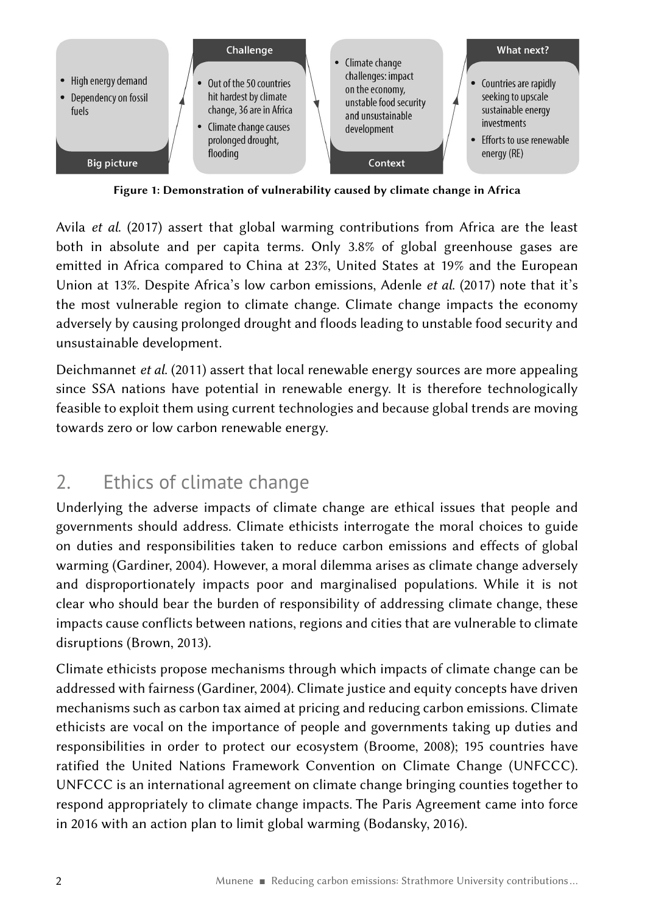**Big picture**

- High energy demand
- Dependency on fossil fuels

**Challenge**

- Out of the 50 countries hit hardest by climate change, 36 are in Africa
- Climate change causes prolonged drought, flooding

**Context**

- Climate change challenges: impact on the economy, unstable food security and unsustainable development

**What next?**

- Countries are rapidly seeking to upscale sustainable energy investments
- Efforts to use renewable energy (RE)

**Figure 1: Demonstration of vulnerability caused by climate change in Africa**

Avila *et al.* (2017) assert that global warming contributions from Africa are the least both in absolute and per capita terms. Only 3.8% of global greenhouse gases are emitted in Africa compared to China at 23%, United States at 19% and the European Union at 13%. Despite Africa's low carbon emissions, Adenle *et al.* (2017) note that it's the most vulnerable region to climate change. Climate change impacts the economy adversely by causing prolonged drought and floods leading to unstable food security and unsustainable development.

Deichmannet *et al.* (2011) assert that local renewable energy sources are more appealing since SSA nations have potential in renewable energy. It is therefore technologically feasible to exploit them using current technologies and because global trends are moving towards zero or low carbon renewable energy.

## 2. Ethics of climate change

Underlying the adverse impacts of climate change are ethical issues that people and governments should address. Climate ethicists interrogate the moral choices to guide on duties and responsibilities taken to reduce carbon emissions and effects of global warming (Gardiner, 2004). However, a moral dilemma arises as climate change adversely and disproportionately impacts poor and marginalised populations. While it is not clear who should bear the burden of responsibility of addressing climate change, these impacts cause conflicts between nations, regions and cities that are vulnerable to climate disruptions (Brown, 2013).

Climate ethicists propose mechanisms through which impacts of climate change can be addressed with fairness (Gardiner, 2004). Climate justice and equity concepts have driven mechanisms such as carbon tax aimed at pricing and reducing carbon emissions. Climate ethicists are vocal on the importance of people and governments taking up duties and responsibilities in order to protect our ecosystem (Broome, 2008); 195 countries have ratified the United Nations Framework Convention on Climate Change (UNFCCC). UNFCCC is an international agreement on climate change bringing counties together to respond appropriately to climate change impacts. The Paris Agreement came into force in 2016 with an action plan to limit global warming (Bodansky, 2016).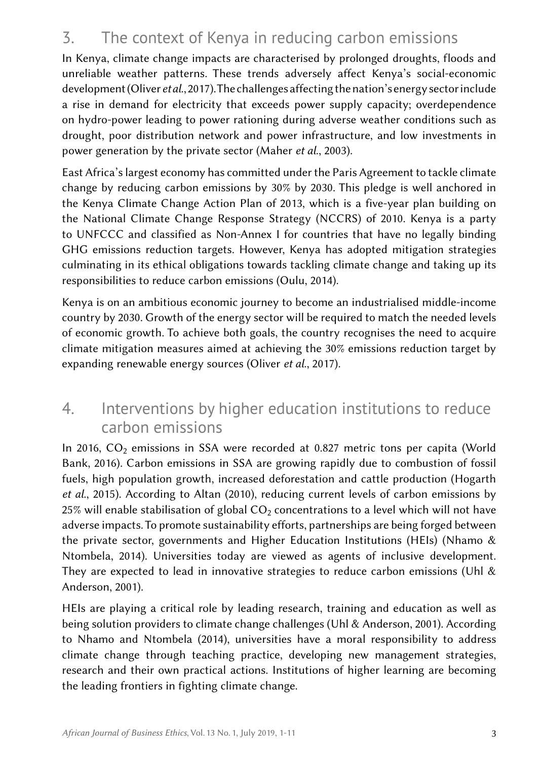## 3. The context of Kenya in reducing carbon emissions

In Kenya, climate change impacts are characterised by prolonged droughts, floods and unreliable weather patterns. These trends adversely affect Kenya's social-economic development (Oliver *et al.*, 2017). The challenges affecting the nation's energy sector include a rise in demand for electricity that exceeds power supply capacity; overdependence on hydro-power leading to power rationing during adverse weather conditions such as drought, poor distribution network and power infrastructure, and low investments in power generation by the private sector (Maher *et al.*, 2003).

East Africa's largest economy has committed under the Paris Agreement to tackle climate change by reducing carbon emissions by 30% by 2030. This pledge is well anchored in the Kenya Climate Change Action Plan of 2013, which is a five-year plan building on the National Climate Change Response Strategy (NCCRS) of 2010. Kenya is a party to UNFCCC and classified as Non-Annex I for countries that have no legally binding GHG emissions reduction targets. However, Kenya has adopted mitigation strategies culminating in its ethical obligations towards tackling climate change and taking up its responsibilities to reduce carbon emissions (Oulu, 2014).

Kenya is on an ambitious economic journey to become an industrialised middle-income country by 2030. Growth of the energy sector will be required to match the needed levels of economic growth. To achieve both goals, the country recognises the need to acquire climate mitigation measures aimed at achieving the 30% emissions reduction target by expanding renewable energy sources (Oliver *et al.*, 2017).

## 4. Interventions by higher education institutions to reduce carbon emissions

In 2016, $CO_2$ emissions in SSA were recorded at 0.827 metric tons per capita (World Bank, 2016). Carbon emissions in SSA are growing rapidly due to combustion of fossil fuels, high population growth, increased deforestation and cattle production (Hogarth *et al.*, 2015). According to Altan (2010), reducing current levels of carbon emissions by 25% will enable stabilisation of global $CO_2$ concentrations to a level which will not have adverse impacts. To promote sustainability efforts, partnerships are being forged between the private sector, governments and Higher Education Institutions (HEIs) (Nhamo & Ntombela, 2014). Universities today are viewed as agents of inclusive development. They are expected to lead in innovative strategies to reduce carbon emissions (Uhl & Anderson, 2001).

HEIs are playing a critical role by leading research, training and education as well as being solution providers to climate change challenges (Uhl & Anderson, 2001). According to Nhamo and Ntombela (2014), universities have a moral responsibility to address climate change through teaching practice, developing new management strategies, research and their own practical actions. Institutions of higher learning are becoming the leading frontiers in fighting climate change.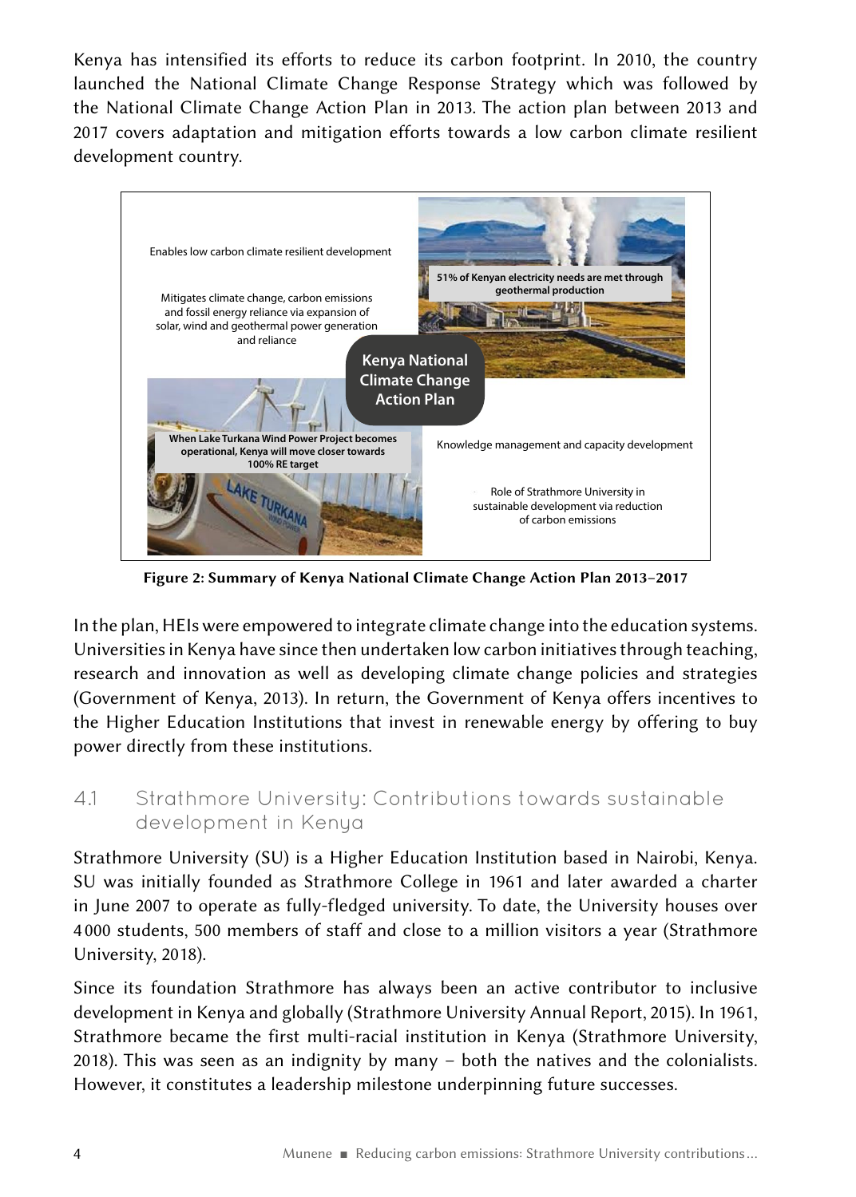Kenya has intensified its efforts to reduce its carbon footprint. In 2010, the country launched the National Climate Change Response Strategy which was followed by the National Climate Change Action Plan in 2013. The action plan between 2013 and 2017 covers adaptation and mitigation efforts towards a low carbon climate resilient development country.

Enables low carbon climate resilient development

Mitigates climate change, carbon emissions and fossil energy reliance via expansion of solar, wind and geothermal power generation and reliance

51% of Kenyan electricity needs are met through geothermal production

Kenya National Climate Change Action Plan

When Lake Turkana Wind Power Project becomes operational, Kenya will move closer towards 100% RE target

Knowledge management and capacity development

Role of Strathmore University in sustainable development via reduction of carbon emissions

**Figure 2: Summary of Kenya National Climate Change Action Plan 2013–2017**

In the plan, HEIs were empowered to integrate climate change into the education systems. Universities in Kenya have since then undertaken low carbon initiatives through teaching, research and innovation as well as developing climate change policies and strategies (Government of Kenya, 2013). In return, the Government of Kenya offers incentives to the Higher Education Institutions that invest in renewable energy by offering to buy power directly from these institutions.

## 4.1 Strathmore University: Contributions towards sustainable development in Kenya

Strathmore University (SU) is a Higher Education Institution based in Nairobi, Kenya. SU was initially founded as Strathmore College in 1961 and later awarded a charter in June 2007 to operate as fully-fledged university. To date, the University houses over 4 000 students, 500 members of staff and close to a million visitors a year (Strathmore University, 2018).

Since its foundation Strathmore has always been an active contributor to inclusive development in Kenya and globally (Strathmore University Annual Report, 2015). In 1961, Strathmore became the first multi-racial institution in Kenya (Strathmore University, 2018). This was seen as an indignity by many – both the natives and the colonialists. However, it constitutes a leadership milestone underpinning future successes.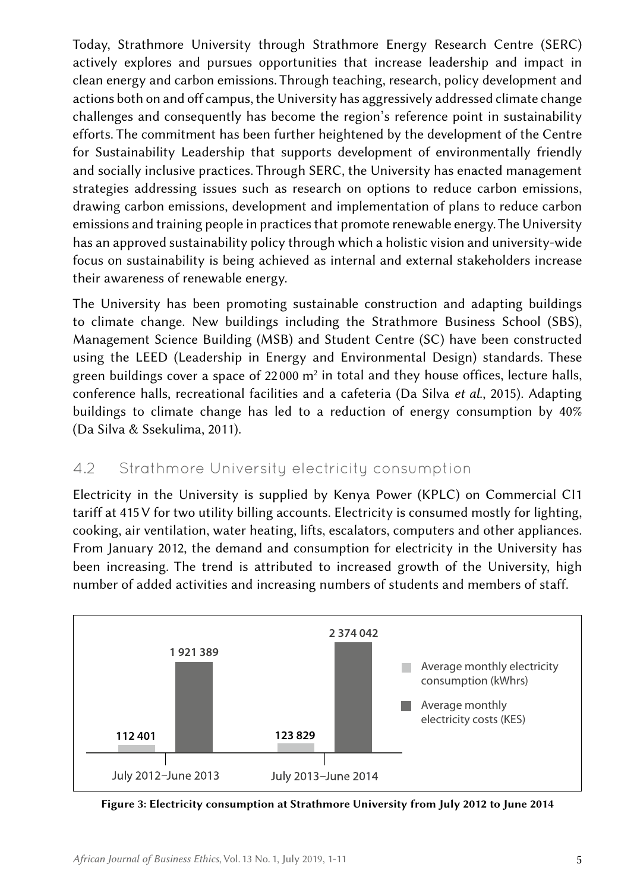Today, Strathmore University through Strathmore Energy Research Centre (SERC) actively explores and pursues opportunities that increase leadership and impact in clean energy and carbon emissions. Through teaching, research, policy development and actions both on and off campus, the University has aggressively addressed climate change challenges and consequently has become the region's reference point in sustainability efforts. The commitment has been further heightened by the development of the Centre for Sustainability Leadership that supports development of environmentally friendly and socially inclusive practices. Through SERC, the University has enacted management strategies addressing issues such as research on options to reduce carbon emissions, drawing carbon emissions, development and implementation of plans to reduce carbon emissions and training people in practices that promote renewable energy. The University has an approved sustainability policy through which a holistic vision and university-wide focus on sustainability is being achieved as internal and external stakeholders increase their awareness of renewable energy.

The University has been promoting sustainable construction and adapting buildings to climate change. New buildings including the Strathmore Business School (SBS), Management Science Building (MSB) and Student Centre (SC) have been constructed using the LEED (Leadership in Energy and Environmental Design) standards. These green buildings cover a space of 22 000 $m^2$ in total and they house offices, lecture halls, conference halls, recreational facilities and a cafeteria (Da Silva *et al*., 2015). Adapting buildings to climate change has led to a reduction of energy consumption by 40% (Da Silva & Ssekulima, 2011).

## 4.2 Strathmore University electricity consumption

Electricity in the University is supplied by Kenya Power (KPLC) on Commercial CI1 tariff at 415 V for two utility billing accounts. Electricity is consumed mostly for lighting, cooking, air ventilation, water heating, lifts, escalators, computers and other appliances. From January 2012, the demand and consumption for electricity in the University has been increasing. The trend is attributed to increased growth of the University, high number of added activities and increasing numbers of students and members of staff.

| | Average monthly electricity consumption (kWhrs) | Average monthly electricity costs (KES) |
|---|---|---|
| July 2012–June 2013 | 112 401 | 1 921 389 |
| July 2013–June 2014 | 123 829 | 2 374 042 |

**Figure 3: Electricity consumption at Strathmore University from July 2012 to June 2014**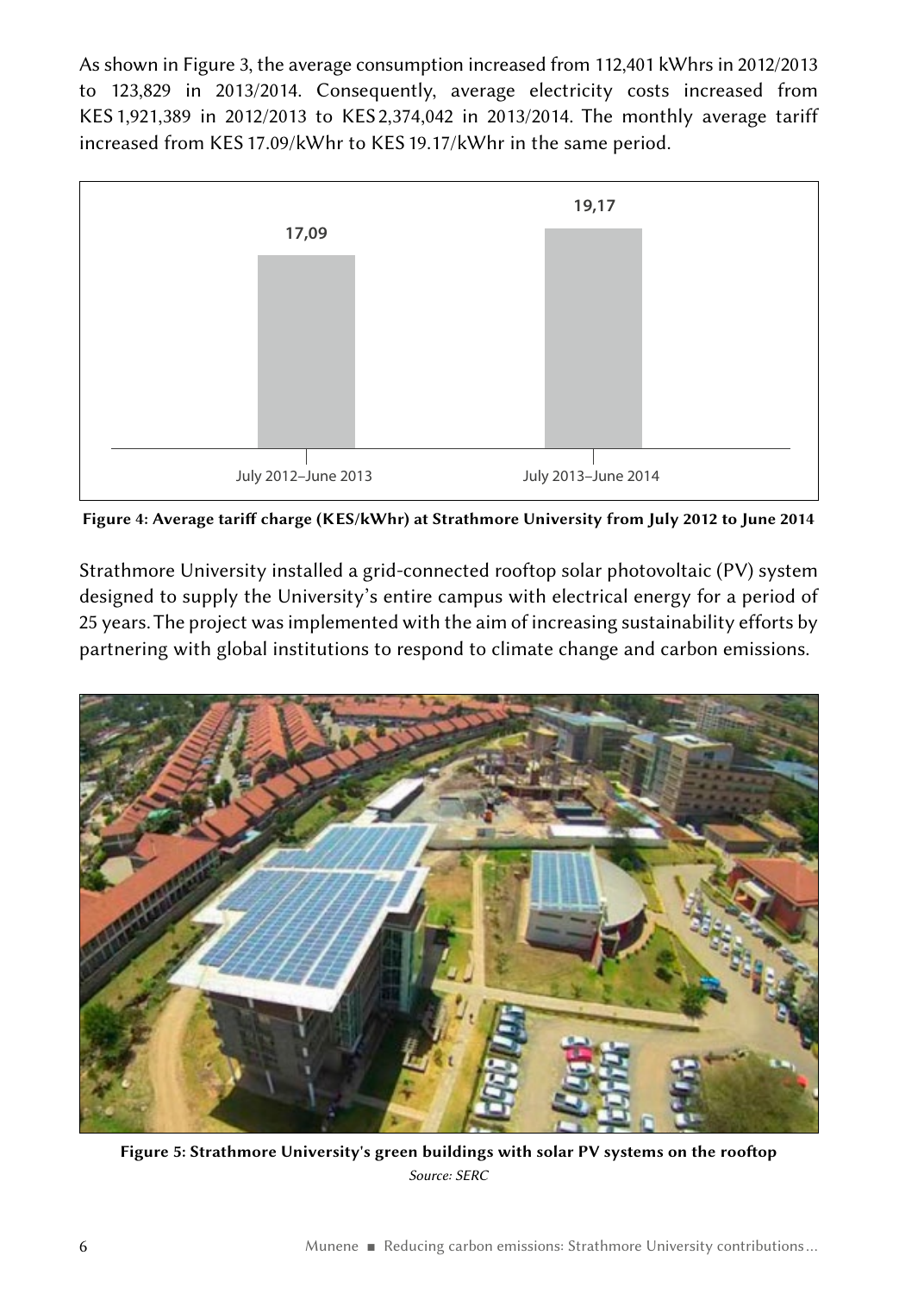As shown in Figure 3, the average consumption increased from 112,401 kWhrs in 2012/2013 to 123,829 in 2013/2014. Consequently, average electricity costs increased from KES 1,921,389 in 2012/2013 to KES 2,374,042 in 2013/2014. The monthly average tariff increased from KES 17.09/kWhr to KES 19.17/kWhr in the same period.

**Figure 4: Average tariff charge (KES/kWhr) at Strathmore University from July 2012 to June 2014**

Strathmore University installed a grid-connected rooftop solar photovoltaic (PV) system designed to supply the University's entire campus with electrical energy for a period of 25 years. The project was implemented with the aim of increasing sustainability efforts by partnering with global institutions to respond to climate change and carbon emissions.

**Figure 5: Strathmore University's green buildings with solar PV systems on the rooftop**

*Source: SERC*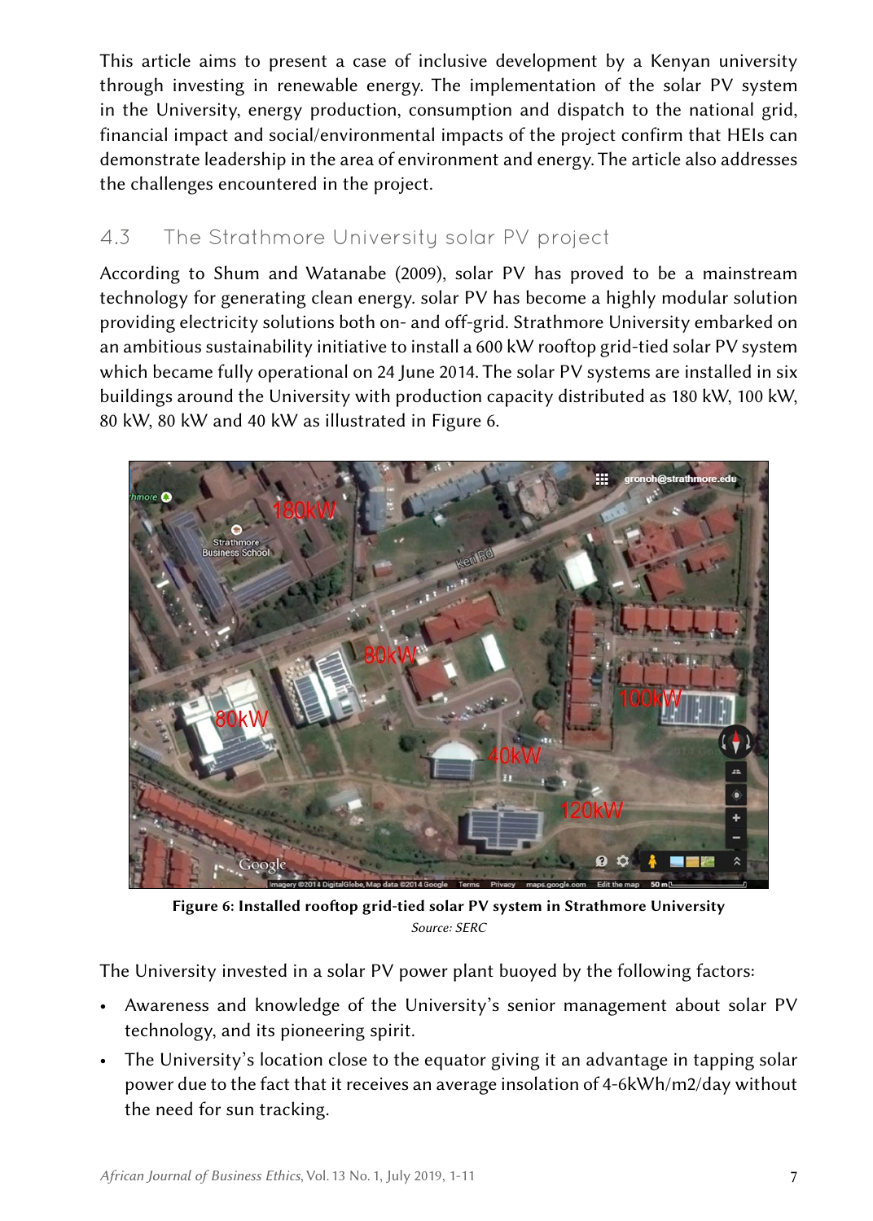This article aims to present a case of inclusive development by a Kenyan university through investing in renewable energy. The implementation of the solar PV system in the University, energy production, consumption and dispatch to the national grid, financial impact and social/environmental impacts of the project confirm that HEIs can demonstrate leadership in the area of environment and energy. The article also addresses the challenges encountered in the project.

## 4.3 The Strathmore University solar PV project

According to Shum and Watanabe (2009), solar PV has proved to be a mainstream technology for generating clean energy. solar PV has become a highly modular solution providing electricity solutions both on- and off-grid. Strathmore University embarked on an ambitious sustainability initiative to install a 600 kW rooftop grid-tied solar PV system which became fully operational on 24 June 2014. The solar PV systems are installed in six buildings around the University with production capacity distributed as 180 kW, 100 kW, 80 kW, 80 kW and 40 kW as illustrated in Figure 6.

**Figure 6: Installed rooftop grid-tied solar PV system in Strathmore University**

*Source: SERC*

The University invested in a solar PV power plant buoyed by the following factors:

- Awareness and knowledge of the University's senior management about solar PV technology, and its pioneering spirit.
- The University's location close to the equator giving it an advantage in tapping solar power due to the fact that it receives an average insolation of 4-6kWh/m2/day without the need for sun tracking.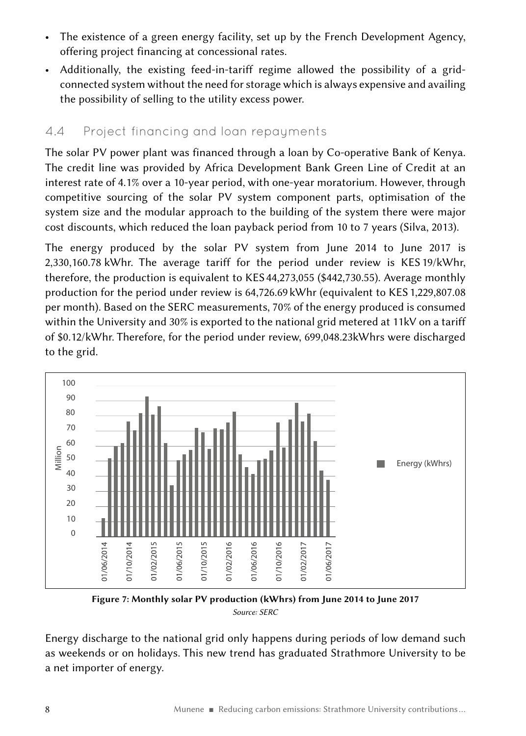- The existence of a green energy facility, set up by the French Development Agency, offering project financing at concessional rates.
- Additionally, the existing feed-in-tariff regime allowed the possibility of a grid-connected system without the need for storage which is always expensive and availing the possibility of selling to the utility excess power.

## 4.4 Project financing and loan repayments

The solar PV power plant was financed through a loan by Co-operative Bank of Kenya. The credit line was provided by Africa Development Bank Green Line of Credit at an interest rate of 4.1% over a 10-year period, with one-year moratorium. However, through competitive sourcing of the solar PV system component parts, optimisation of the system size and the modular approach to the building of the system there were major cost discounts, which reduced the loan payback period from 10 to 7 years (Silva, 2013).

The energy produced by the solar PV system from June 2014 to June 2017 is 2,330,160.78 kWhr. The average tariff for the period under review is KES 19/kWhr, therefore, the production is equivalent to KES 44,273,055 ($442,730.55). Average monthly production for the period under review is 64,726.69 kWhr (equivalent to KES 1,229,807.08 per month). Based on the SERC measurements, 70% of the energy produced is consumed within the University and 30% is exported to the national grid metered at 11kV on a tariff of $0.12/kWhr. Therefore, for the period under review, 699,048.23kWhrs were discharged to the grid.

**Figure 7: Monthly solar PV production (kWhrs) from June 2014 to June 2017**
*Source: SERC*

Energy discharge to the national grid only happens during periods of low demand such as weekends or on holidays. This new trend has graduated Strathmore University to be a net importer of energy.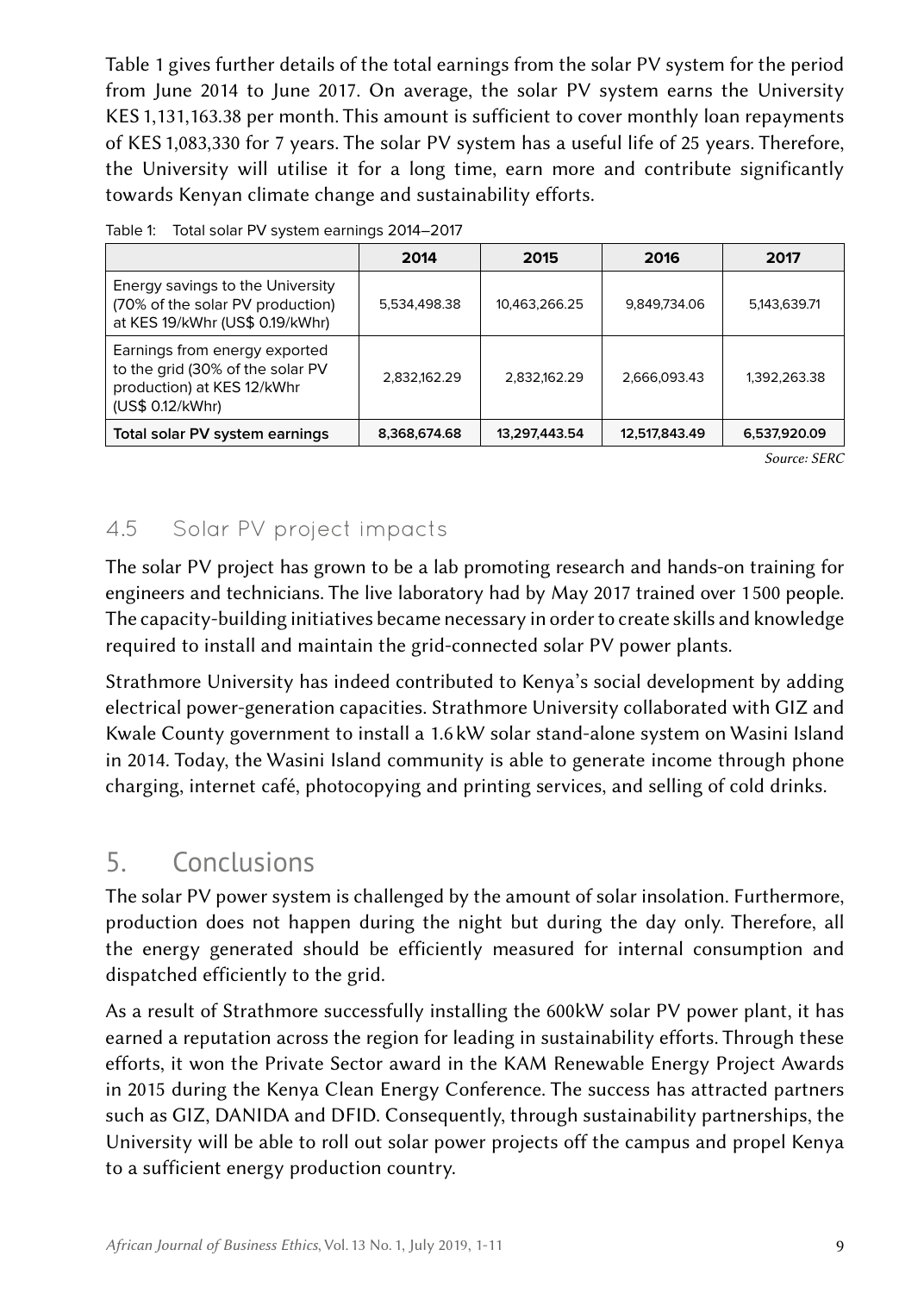Table 1 gives further details of the total earnings from the solar PV system for the period from June 2014 to June 2017. On average, the solar PV system earns the University KES 1,131,163.38 per month. This amount is sufficient to cover monthly loan repayments of KES 1,083,330 for 7 years. The solar PV system has a useful life of 25 years. Therefore, the University will utilise it for a long time, earn more and contribute significantly towards Kenyan climate change and sustainability efforts.

Table 1: Total solar PV system earnings 2014–2017

| | 2014 | 2015 | 2016 | 2017 |
|---|---|---|---|---|
| Energy savings to the University (70% of the solar PV production) at KES 19/kWhr (US$ 0.19/kWhr) | 5,534,498.38 | 10,463,266.25 | 9,849,734.06 | 5,143,639.71 |
| Earnings from energy exported to the grid (30% of the solar PV production) at KES 12/kWhr (US$ 0.12/kWhr) | 2,832,162.29 | 2,832,162.29 | 2,666,093.43 | 1,392,263.38 |
| **Total solar PV system earnings** | **8,368,674.68** | **13,297,443.54** | **12,517,843.49** | **6,537,920.09** |

*Source: SERC*

### 4.5 Solar PV project impacts

The solar PV project has grown to be a lab promoting research and hands-on training for engineers and technicians. The live laboratory had by May 2017 trained over 1500 people. The capacity-building initiatives became necessary in order to create skills and knowledge required to install and maintain the grid-connected solar PV power plants.

Strathmore University has indeed contributed to Kenya's social development by adding electrical power-generation capacities. Strathmore University collaborated with GIZ and Kwale County government to install a 1.6 kW solar stand-alone system on Wasini Island in 2014. Today, the Wasini Island community is able to generate income through phone charging, internet café, photocopying and printing services, and selling of cold drinks.

## 5. Conclusions

The solar PV power system is challenged by the amount of solar insolation. Furthermore, production does not happen during the night but during the day only. Therefore, all the energy generated should be efficiently measured for internal consumption and dispatched efficiently to the grid.

As a result of Strathmore successfully installing the 600kW solar PV power plant, it has earned a reputation across the region for leading in sustainability efforts. Through these efforts, it won the Private Sector award in the KAM Renewable Energy Project Awards in 2015 during the Kenya Clean Energy Conference. The success has attracted partners such as GIZ, DANIDA and DFID. Consequently, through sustainability partnerships, the University will be able to roll out solar power projects off the campus and propel Kenya to a sufficient energy production country.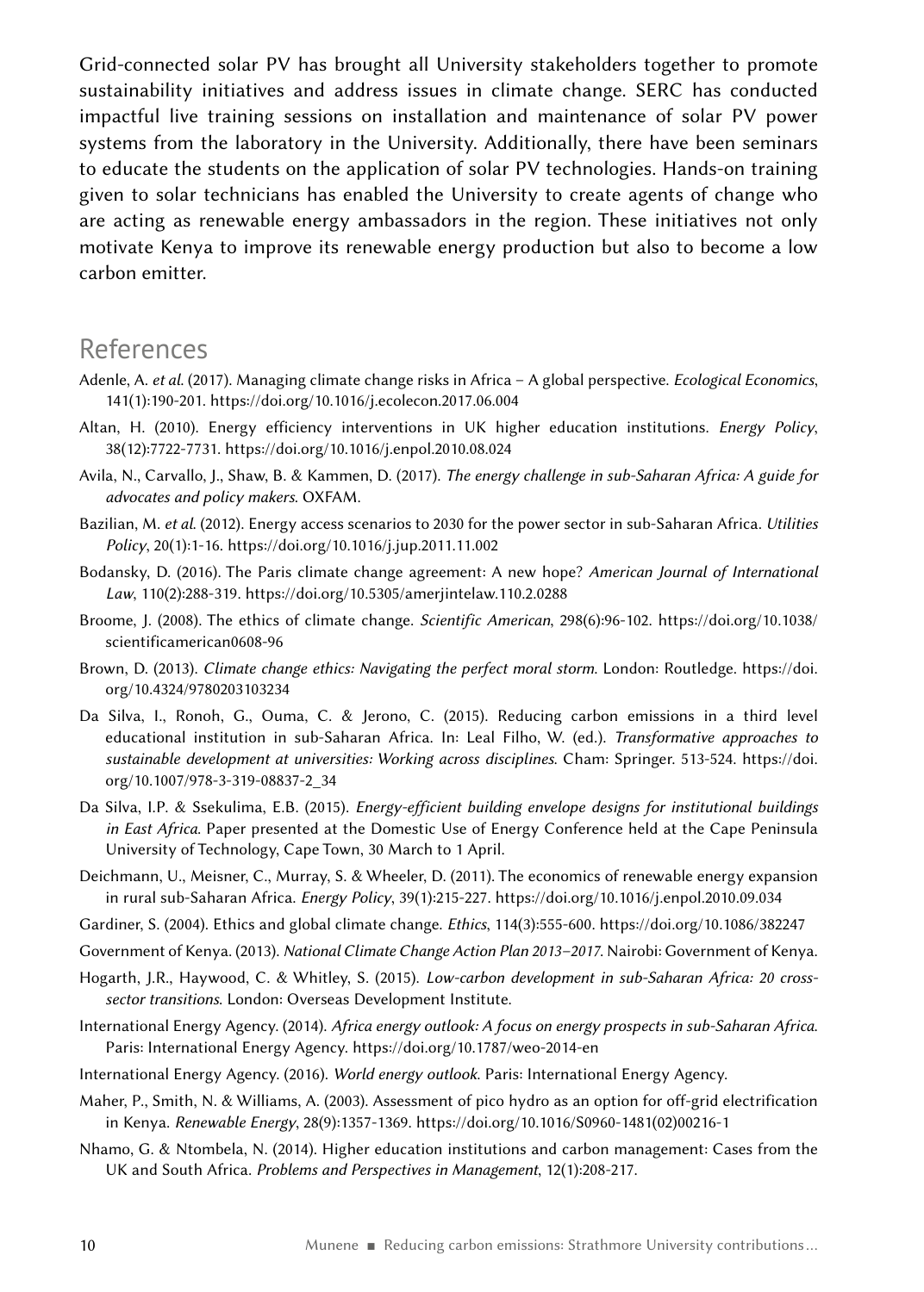Grid-connected solar PV has brought all University stakeholders together to promote sustainability initiatives and address issues in climate change. SERC has conducted impactful live training sessions on installation and maintenance of solar PV power systems from the laboratory in the University. Additionally, there have been seminars to educate the students on the application of solar PV technologies. Hands-on training given to solar technicians has enabled the University to create agents of change who are acting as renewable energy ambassadors in the region. These initiatives not only motivate Kenya to improve its renewable energy production but also to become a low carbon emitter.

## References

Adenle, A. *et al.* (2017). Managing climate change risks in Africa – A global perspective. *Ecological Economics*, 141(1):190-201. https://doi.org/10.1016/j.ecolecon.2017.06.004

Altan, H. (2010). Energy efficiency interventions in UK higher education institutions. *Energy Policy*, 38(12):7722-7731. https://doi.org/10.1016/j.enpol.2010.08.024

Avila, N., Carvallo, J., Shaw, B. & Kammen, D. (2017). *The energy challenge in sub-Saharan Africa: A guide for advocates and policy makers.* OXFAM.

Bazilian, M. *et al.* (2012). Energy access scenarios to 2030 for the power sector in sub-Saharan Africa. *Utilities Policy*, 20(1):1-16. https://doi.org/10.1016/j.jup.2011.11.002

Bodansky, D. (2016). The Paris climate change agreement: A new hope? *American Journal of International Law*, 110(2):288-319. https://doi.org/10.5305/amerjintelaw.110.2.0288

Broome, J. (2008). The ethics of climate change. *Scientific American*, 298(6):96-102. https://doi.org/10.1038/scientificamerican0608-96

Brown, D. (2013). *Climate change ethics: Navigating the perfect moral storm.* London: Routledge. https://doi.org/10.4324/9780203103234

Da Silva, I., Ronoh, G., Ouma, C. & Jerono, C. (2015). Reducing carbon emissions in a third level educational institution in sub-Saharan Africa. In: Leal Filho, W. (ed.). *Transformative approaches to sustainable development at universities: Working across disciplines*. Cham: Springer. 513-524. https://doi.org/10.1007/978-3-319-08837-2_34

Da Silva, I.P. & Ssekulima, E.B. (2015). *Energy-efficient building envelope designs for institutional buildings in East Africa.* Paper presented at the Domestic Use of Energy Conference held at the Cape Peninsula University of Technology, Cape Town, 30 March to 1 April.

Deichmann, U., Meisner, C., Murray, S. & Wheeler, D. (2011). The economics of renewable energy expansion in rural sub-Saharan Africa. *Energy Policy*, 39(1):215-227. https://doi.org/10.1016/j.enpol.2010.09.034

Gardiner, S. (2004). Ethics and global climate change. *Ethics*, 114(3):555-600. https://doi.org/10.1086/382247

Government of Kenya. (2013). *National Climate Change Action Plan 2013–2017*. Nairobi: Government of Kenya.

Hogarth, J.R., Haywood, C. & Whitley, S. (2015). *Low-carbon development in sub-Saharan Africa: 20 cross-sector transitions.* London: Overseas Development Institute.

International Energy Agency. (2014). *Africa energy outlook: A focus on energy prospects in sub-Saharan Africa.* Paris: International Energy Agency. https://doi.org/10.1787/weo-2014-en

International Energy Agency. (2016). *World energy outlook.* Paris: International Energy Agency.

Maher, P., Smith, N. & Williams, A. (2003). Assessment of pico hydro as an option for off-grid electrification in Kenya. *Renewable Energy*, 28(9):1357-1369. https://doi.org/10.1016/S0960-1481(02)00216-1

Nhamo, G. & Ntombela, N. (2014). Higher education institutions and carbon management: Cases from the UK and South Africa. *Problems and Perspectives in Management*, 12(1):208-217.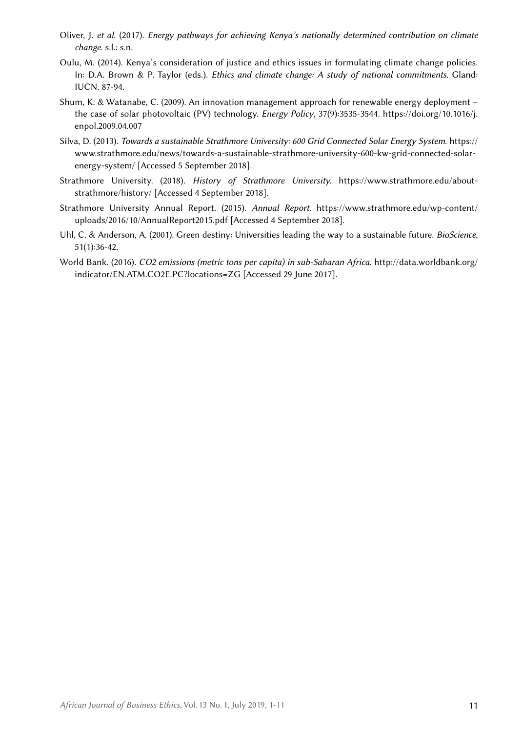Oliver, J. *et al.* (2017). *Energy pathways for achieving Kenya's nationally determined contribution on climate change*. s.l.: s.n.

Oulu, M. (2014). Kenya's consideration of justice and ethics issues in formulating climate change policies. In: D.A. Brown & P. Taylor (eds.). *Ethics and climate change: A study of national commitments*. Gland: IUCN. 87-94.

Shum, K. & Watanabe, C. (2009). An innovation management approach for renewable energy deployment – the case of solar photovoltaic (PV) technology. *Energy Policy*, 37(9):3535-3544. https://doi.org/10.1016/j.enpol.2009.04.007

Silva, D. (2013). *Towards a sustainable Strathmore University: 600 Grid Connected Solar Energy System*. https://www.strathmore.edu/news/towards-a-sustainable-strathmore-university-600-kw-grid-connected-solar-energy-system/ [Accessed 5 September 2018].

Strathmore University. (2018). *History of Strathmore University*. https://www.strathmore.edu/about-strathmore/history/ [Accessed 4 September 2018].

Strathmore University Annual Report. (2015). *Annual Report*. https://www.strathmore.edu/wp-content/uploads/2016/10/AnnualReport2015.pdf [Accessed 4 September 2018].

Uhl, C. & Anderson, A. (2001). Green destiny: Universities leading the way to a sustainable future. *BioScience*, 51(1):36-42.

World Bank. (2016). *CO2 emissions (metric tons per capita) in sub-Saharan Africa*. http://data.worldbank.org/indicator/EN.ATM.CO2E.PC?locations=ZG [Accessed 29 June 2017].